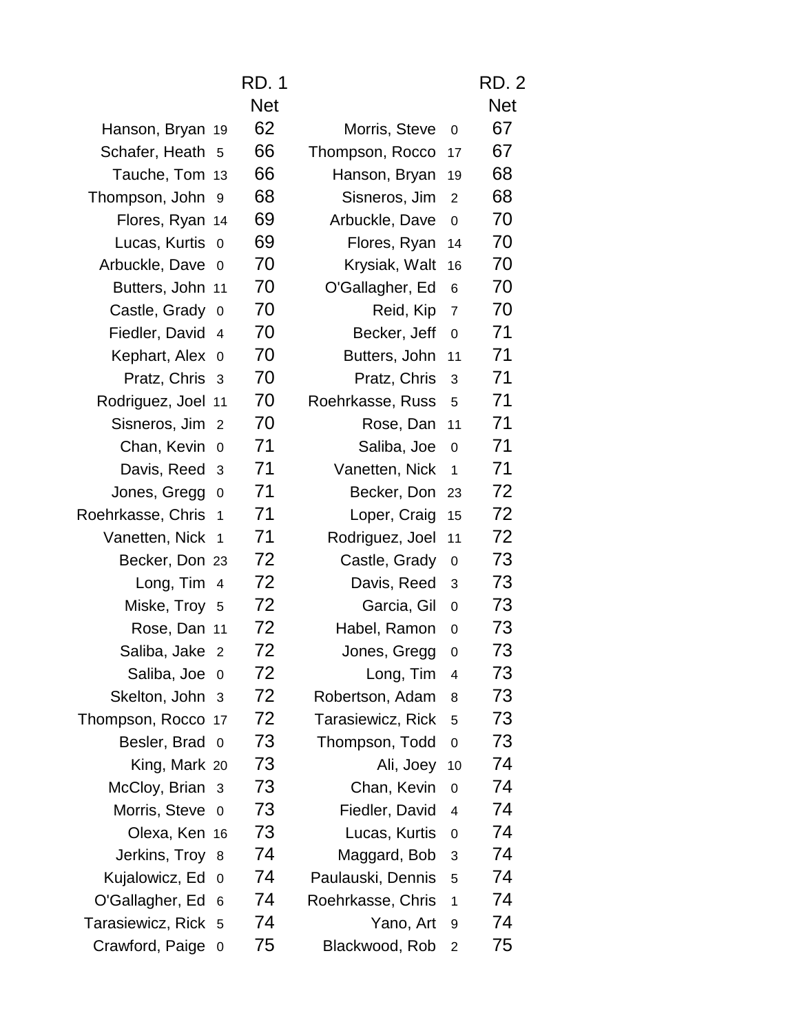| | | RD. 1 Net | | | RD. 2 Net |
|---|---|---|---|---|---|
| Hanson, Bryan | 19 | 62 | Morris, Steve | 0 | 67 |
| Schafer, Heath | 5 | 66 | Thompson, Rocco | 17 | 67 |
| Tauche, Tom | 13 | 66 | Hanson, Bryan | 19 | 68 |
| Thompson, John | 9 | 68 | Sisneros, Jim | 2 | 68 |
| Flores, Ryan | 14 | 69 | Arbuckle, Dave | 0 | 70 |
| Lucas, Kurtis | 0 | 69 | Flores, Ryan | 14 | 70 |
| Arbuckle, Dave | 0 | 70 | Krysiak, Walt | 16 | 70 |
| Butters, John | 11 | 70 | O'Gallagher, Ed | 6 | 70 |
| Castle, Grady | 0 | 70 | Reid, Kip | 7 | 70 |
| Fiedler, David | 4 | 70 | Becker, Jeff | 0 | 71 |
| Kephart, Alex | 0 | 70 | Butters, John | 11 | 71 |
| Pratz, Chris | 3 | 70 | Pratz, Chris | 3 | 71 |
| Rodriguez, Joel | 11 | 70 | Roehrkasse, Russ | 5 | 71 |
| Sisneros, Jim | 2 | 70 | Rose, Dan | 11 | 71 |
| Chan, Kevin | 0 | 71 | Saliba, Joe | 0 | 71 |
| Davis, Reed | 3 | 71 | Vanetten, Nick | 1 | 71 |
| Jones, Gregg | 0 | 71 | Becker, Don | 23 | 72 |
| Roehrkasse, Chris | 1 | 71 | Loper, Craig | 15 | 72 |
| Vanetten, Nick | 1 | 71 | Rodriguez, Joel | 11 | 72 |
| Becker, Don | 23 | 72 | Castle, Grady | 0 | 73 |
| Long, Tim | 4 | 72 | Davis, Reed | 3 | 73 |
| Miske, Troy | 5 | 72 | Garcia, Gil | 0 | 73 |
| Rose, Dan | 11 | 72 | Habel, Ramon | 0 | 73 |
| Saliba, Jake | 2 | 72 | Jones, Gregg | 0 | 73 |
| Saliba, Joe | 0 | 72 | Long, Tim | 4 | 73 |
| Skelton, John | 3 | 72 | Robertson, Adam | 8 | 73 |
| Thompson, Rocco | 17 | 72 | Tarasiewicz, Rick | 5 | 73 |
| Besler, Brad | 0 | 73 | Thompson, Todd | 0 | 73 |
| King, Mark | 20 | 73 | Ali, Joey | 10 | 74 |
| McCloy, Brian | 3 | 73 | Chan, Kevin | 0 | 74 |
| Morris, Steve | 0 | 73 | Fiedler, David | 4 | 74 |
| Olexa, Ken | 16 | 73 | Lucas, Kurtis | 0 | 74 |
| Jerkins, Troy | 8 | 74 | Maggard, Bob | 3 | 74 |
| Kujalowicz, Ed | 0 | 74 | Paulauski, Dennis | 5 | 74 |
| O'Gallagher, Ed | 6 | 74 | Roehrkasse, Chris | 1 | 74 |
| Tarasiewicz, Rick | 5 | 74 | Yano, Art | 9 | 74 |
| Crawford, Paige | 0 | 75 | Blackwood, Rob | 2 | 75 |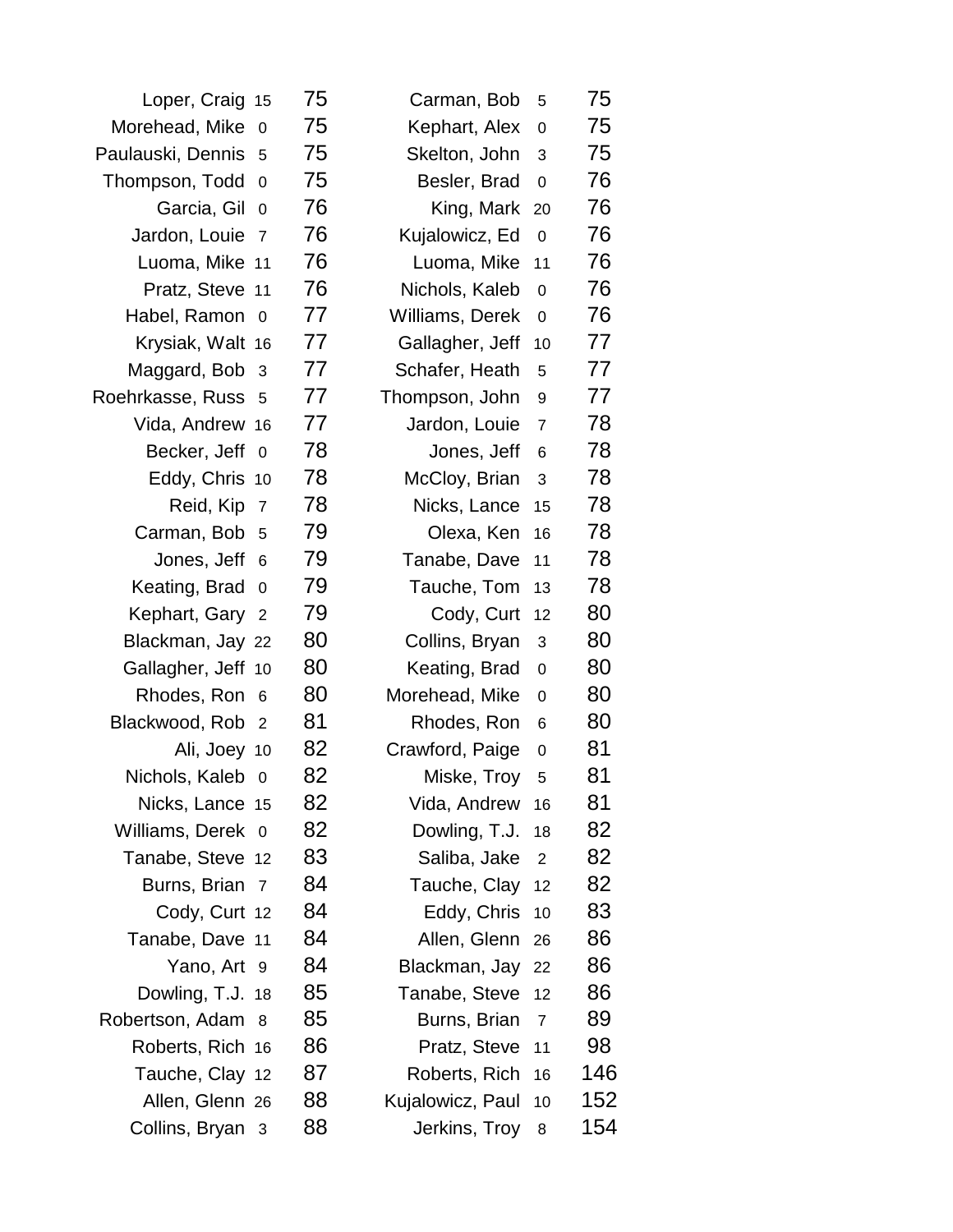| | | | | | |
|---|---|---|---|---|---|
| Loper, Craig | 15 | 75 | Carman, Bob | 5 | 75 |
| Morehead, Mike | 0 | 75 | Kephart, Alex | 0 | 75 |
| Paulauski, Dennis | 5 | 75 | Skelton, John | 3 | 75 |
| Thompson, Todd | 0 | 75 | Besler, Brad | 0 | 76 |
| Garcia, Gil | 0 | 76 | King, Mark | 20 | 76 |
| Jardon, Louie | 7 | 76 | Kujalowicz, Ed | 0 | 76 |
| Luoma, Mike | 11 | 76 | Luoma, Mike | 11 | 76 |
| Pratz, Steve | 11 | 76 | Nichols, Kaleb | 0 | 76 |
| Habel, Ramon | 0 | 77 | Williams, Derek | 0 | 76 |
| Krysiak, Walt | 16 | 77 | Gallagher, Jeff | 10 | 77 |
| Maggard, Bob | 3 | 77 | Schafer, Heath | 5 | 77 |
| Roehrkasse, Russ | 5 | 77 | Thompson, John | 9 | 77 |
| Vida, Andrew | 16 | 77 | Jardon, Louie | 7 | 78 |
| Becker, Jeff | 0 | 78 | Jones, Jeff | 6 | 78 |
| Eddy, Chris | 10 | 78 | McCloy, Brian | 3 | 78 |
| Reid, Kip | 7 | 78 | Nicks, Lance | 15 | 78 |
| Carman, Bob | 5 | 79 | Olexa, Ken | 16 | 78 |
| Jones, Jeff | 6 | 79 | Tanabe, Dave | 11 | 78 |
| Keating, Brad | 0 | 79 | Tauche, Tom | 13 | 78 |
| Kephart, Gary | 2 | 79 | Cody, Curt | 12 | 80 |
| Blackman, Jay | 22 | 80 | Collins, Bryan | 3 | 80 |
| Gallagher, Jeff | 10 | 80 | Keating, Brad | 0 | 80 |
| Rhodes, Ron | 6 | 80 | Morehead, Mike | 0 | 80 |
| Blackwood, Rob | 2 | 81 | Rhodes, Ron | 6 | 80 |
| Ali, Joey | 10 | 82 | Crawford, Paige | 0 | 81 |
| Nichols, Kaleb | 0 | 82 | Miske, Troy | 5 | 81 |
| Nicks, Lance | 15 | 82 | Vida, Andrew | 16 | 81 |
| Williams, Derek | 0 | 82 | Dowling, T.J. | 18 | 82 |
| Tanabe, Steve | 12 | 83 | Saliba, Jake | 2 | 82 |
| Burns, Brian | 7 | 84 | Tauche, Clay | 12 | 82 |
| Cody, Curt | 12 | 84 | Eddy, Chris | 10 | 83 |
| Tanabe, Dave | 11 | 84 | Allen, Glenn | 26 | 86 |
| Yano, Art | 9 | 84 | Blackman, Jay | 22 | 86 |
| Dowling, T.J. | 18 | 85 | Tanabe, Steve | 12 | 86 |
| Robertson, Adam | 8 | 85 | Burns, Brian | 7 | 89 |
| Roberts, Rich | 16 | 86 | Pratz, Steve | 11 | 98 |
| Tauche, Clay | 12 | 87 | Roberts, Rich | 16 | 146 |
| Allen, Glenn | 26 | 88 | Kujalowicz, Paul | 10 | 152 |
| Collins, Bryan | 3 | 88 | Jerkins, Troy | 8 | 154 |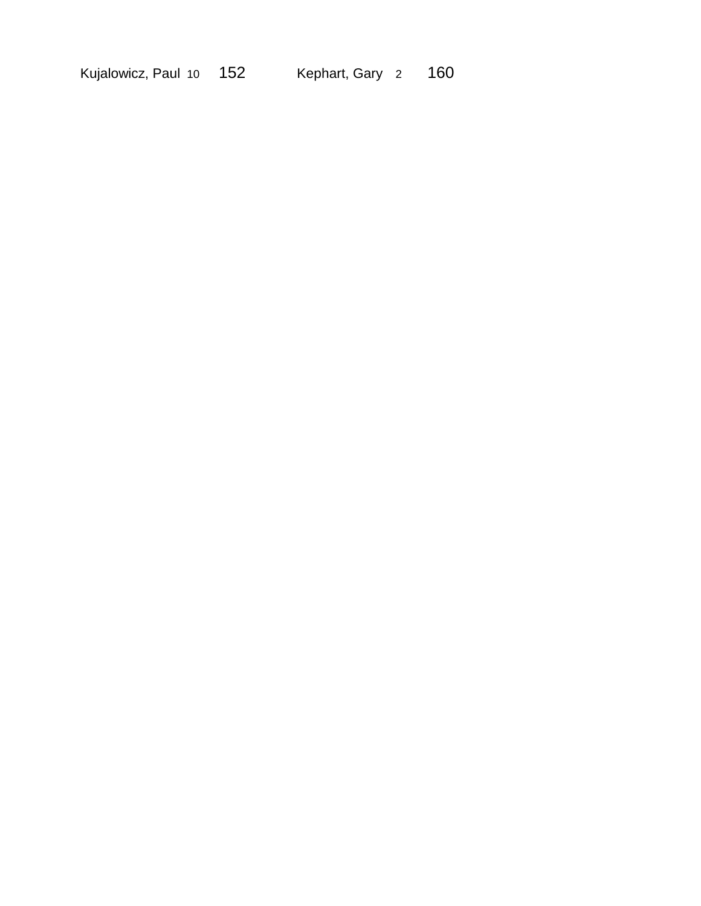| | | | | | |
|---|---|---|---|---|---|
| Kujalowicz, Paul | 10 | 152 | Kephart, Gary | 2 | 160 |